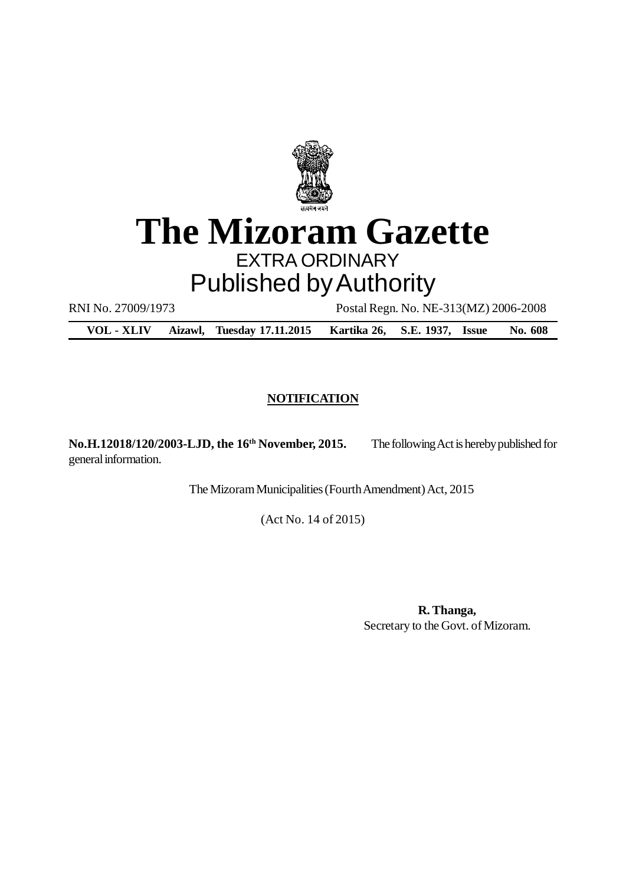# The Mizoram Gazette

EXTRA ORDINARY

Published by Authority

RNI No. 27009/1973 Postal Regn. No. NE-313(MZ) 2006-2008

**VOL - XLIV Aizawl, Tuesday 17.11.2015 Kartika 26, S.E. 1937, Issue No. 608**

## NOTIFICATION

**No.H.12018/120/2003-LJD, the 16th November, 2015.** The following Act is hereby published for general information.

The Mizoram Municipalities (Fourth Amendment) Act, 2015

(Act No. 14 of 2015)

**R. Thanga,**
Secretary to the Govt. of Mizoram.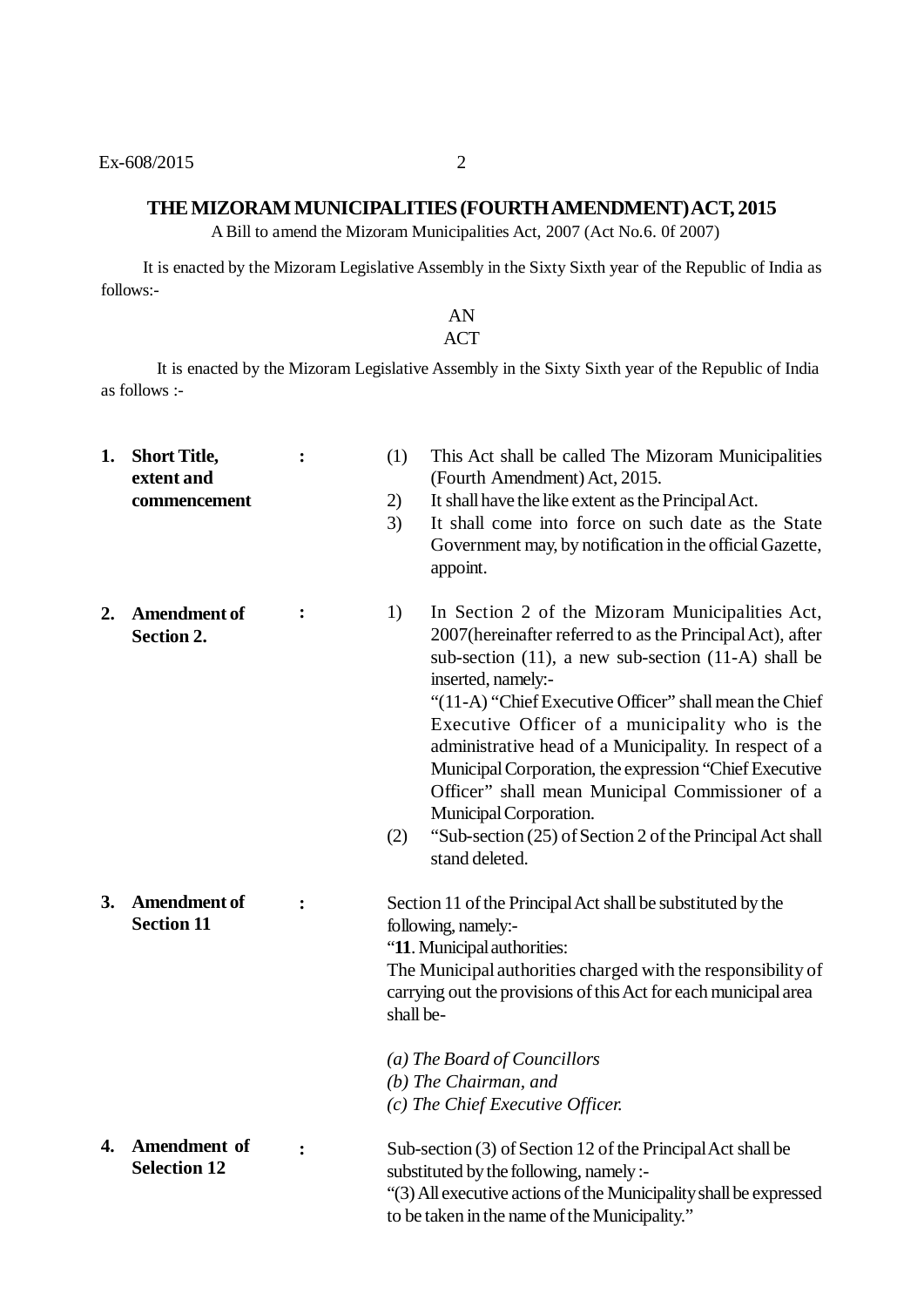## THE MIZORAM MUNICIPALITIES (FOURTH AMENDMENT) ACT, 2015

A Bill to amend the Mizoram Municipalities Act, 2007 (Act No.6. 0f 2007)

It is enacted by the Mizoram Legislative Assembly in the Sixty Sixth year of the Republic of India as follows:-

AN

ACT

It is enacted by the Mizoram Legislative Assembly in the Sixty Sixth year of the Republic of India as follows :-

**1. Short Title, extent and commencement :**

(1) This Act shall be called The Mizoram Municipalities (Fourth Amendment) Act, 2015.

2) It shall have the like extent as the Principal Act.

3) It shall come into force on such date as the State Government may, by notification in the official Gazette, appoint.

**2. Amendment of Section 2. :**

1) In Section 2 of the Mizoram Municipalities Act, 2007(hereinafter referred to as the Principal Act), after sub-section (11), a new sub-section (11-A) shall be inserted, namely:-

"(11-A) "Chief Executive Officer" shall mean the Chief Executive Officer of a municipality who is the administrative head of a Municipality. In respect of a Municipal Corporation, the expression "Chief Executive Officer" shall mean Municipal Commissioner of a Municipal Corporation.

(2) "Sub-section (25) of Section 2 of the Principal Act shall stand deleted.

**3. Amendment of Section 11 :**

Section 11 of the Principal Act shall be substituted by the following, namely:-

"**11**. Municipal authorities:

The Municipal authorities charged with the responsibility of carrying out the provisions of this Act for each municipal area shall be-

*(a) The Board of Councillors*

*(b) The Chairman, and*

*(c) The Chief Executive Officer.*

**4. Amendment of Selection 12 :**

Sub-section (3) of Section 12 of the Principal Act shall be substituted by the following, namely :-

"(3) All executive actions of the Municipality shall be expressed to be taken in the name of the Municipality."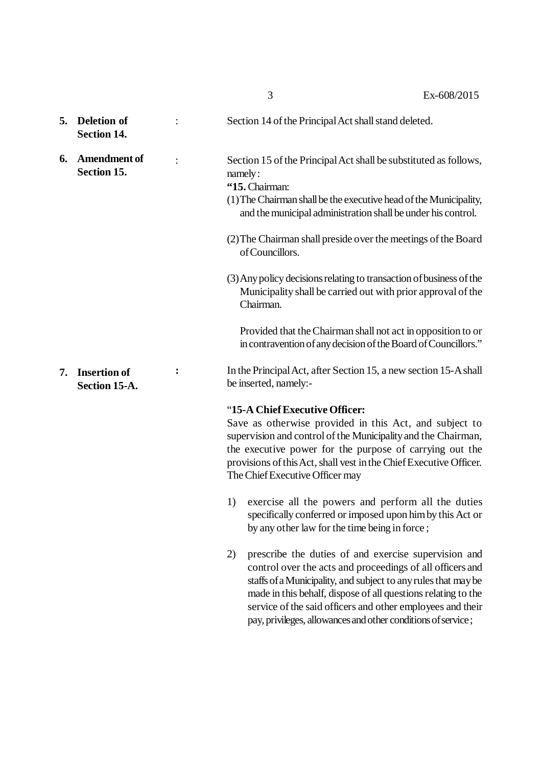**5. Deletion of Section 14.** : Section 14 of the Principal Act shall stand deleted.

**6. Amendment of Section 15.** : Section 15 of the Principal Act shall be substituted as follows, namely :

**"15.** Chairman:

(1) The Chairman shall be the executive head of the Municipality, and the municipal administration shall be under his control.

(2) The Chairman shall preside over the meetings of the Board of Councillors.

(3) Any policy decisions relating to transaction of business of the Municipality shall be carried out with prior approval of the Chairman.

Provided that the Chairman shall not act in opposition to or in contravention of any decision of the Board of Councillors."

**7. Insertion of Section 15-A.** **:** In the Principal Act, after Section 15, a new section 15-A shall be inserted, namely:-

"**15-A Chief Executive Officer:**

Save as otherwise provided in this Act, and subject to supervision and control of the Municipality and the Chairman, the executive power for the purpose of carrying out the provisions of this Act, shall vest in the Chief Executive Officer. The Chief Executive Officer may

1) exercise all the powers and perform all the duties specifically conferred or imposed upon him by this Act or by any other law for the time being in force ;

2) prescribe the duties of and exercise supervision and control over the acts and proceedings of all officers and staffs of a Municipality, and subject to any rules that may be made in this behalf, dispose of all questions relating to the service of the said officers and other employees and their pay, privileges, allowances and other conditions of service ;